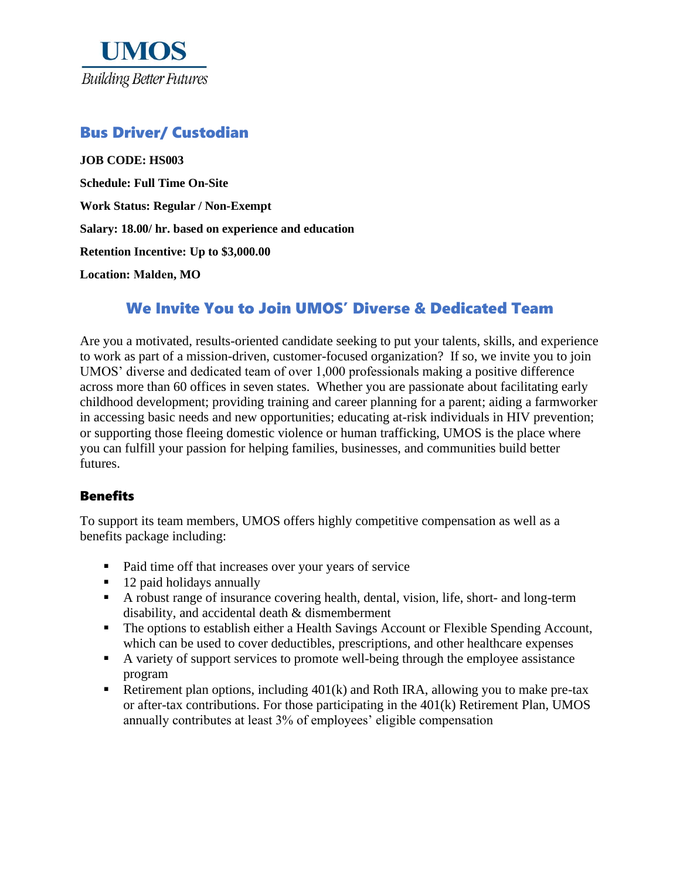**UMOS**
*Building Better Futures*

# Bus Driver/ Custodian

**JOB CODE: HS003**

**Schedule: Full Time On-Site**

**Work Status: Regular / Non-Exempt**

**Salary: 18.00/ hr. based on experience and education**

**Retention Incentive: Up to $3,000.00**

**Location: Malden, MO**

## We Invite You to Join UMOS' Diverse & Dedicated Team

Are you a motivated, results-oriented candidate seeking to put your talents, skills, and experience to work as part of a mission-driven, customer-focused organization? If so, we invite you to join UMOS' diverse and dedicated team of over 1,000 professionals making a positive difference across more than 60 offices in seven states. Whether you are passionate about facilitating early childhood development; providing training and career planning for a parent; aiding a farmworker in accessing basic needs and new opportunities; educating at-risk individuals in HIV prevention; or supporting those fleeing domestic violence or human trafficking, UMOS is the place where you can fulfill your passion for helping families, businesses, and communities build better futures.

### Benefits

To support its team members, UMOS offers highly competitive compensation as well as a benefits package including:

- Paid time off that increases over your years of service
- 12 paid holidays annually
- A robust range of insurance covering health, dental, vision, life, short- and long-term disability, and accidental death & dismemberment
- The options to establish either a Health Savings Account or Flexible Spending Account, which can be used to cover deductibles, prescriptions, and other healthcare expenses
- A variety of support services to promote well-being through the employee assistance program
- Retirement plan options, including 401(k) and Roth IRA, allowing you to make pre-tax or after-tax contributions. For those participating in the 401(k) Retirement Plan, UMOS annually contributes at least 3% of employees' eligible compensation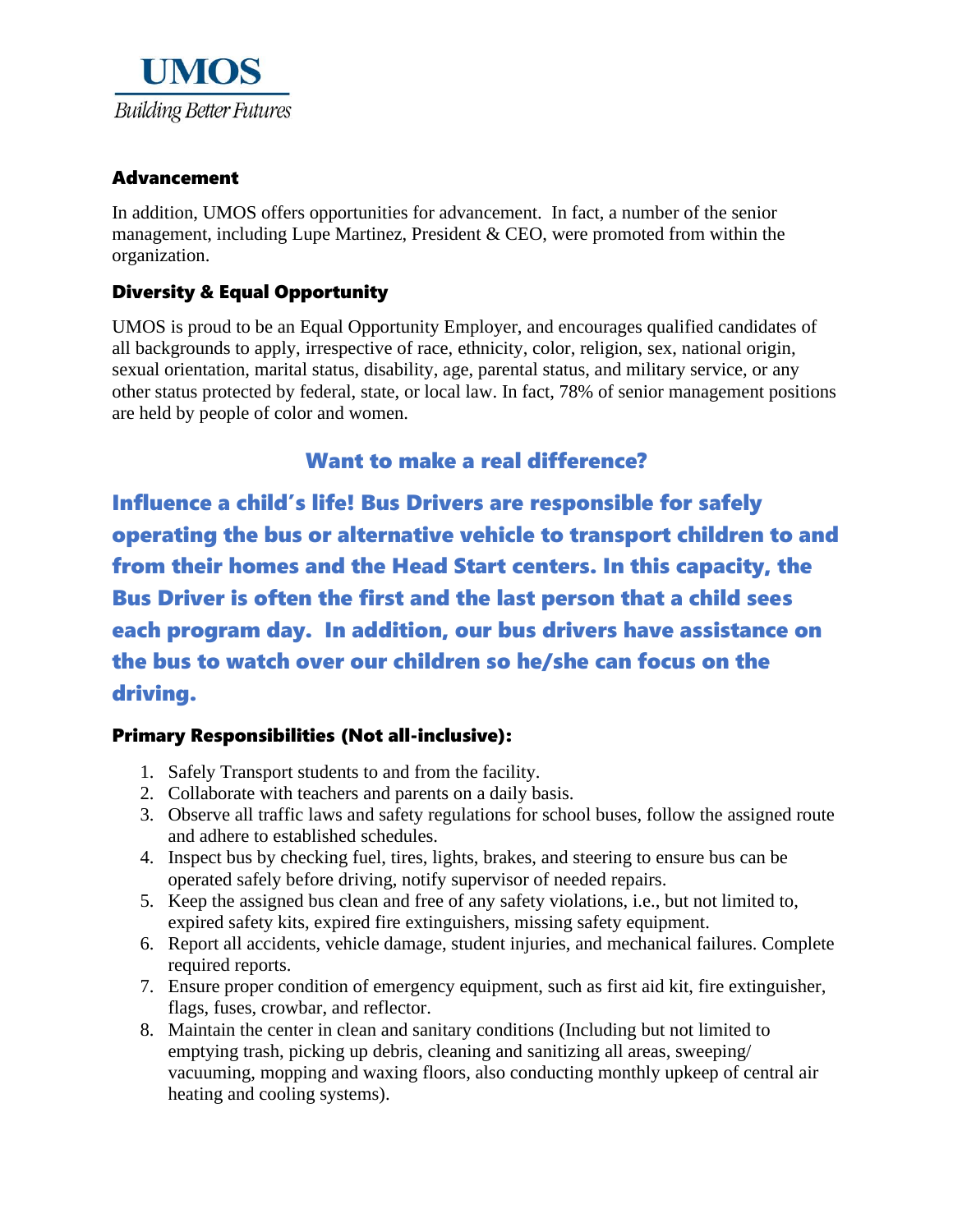**UMOS**

*Building Better Futures*

## Advancement

In addition, UMOS offers opportunities for advancement. In fact, a number of the senior management, including Lupe Martinez, President & CEO, were promoted from within the organization.

## Diversity & Equal Opportunity

UMOS is proud to be an Equal Opportunity Employer, and encourages qualified candidates of all backgrounds to apply, irrespective of race, ethnicity, color, religion, sex, national origin, sexual orientation, marital status, disability, age, parental status, and military service, or any other status protected by federal, state, or local law. In fact, 78% of senior management positions are held by people of color and women.

## Want to make a real difference?

**Influence a child's life! Bus Drivers are responsible for safely operating the bus or alternative vehicle to transport children to and from their homes and the Head Start centers. In this capacity, the Bus Driver is often the first and the last person that a child sees each program day. In addition, our bus drivers have assistance on the bus to watch over our children so he/she can focus on the driving.**

### Primary Responsibilities (Not all-inclusive):

1. Safely Transport students to and from the facility.
2. Collaborate with teachers and parents on a daily basis.
3. Observe all traffic laws and safety regulations for school buses, follow the assigned route and adhere to established schedules.
4. Inspect bus by checking fuel, tires, lights, brakes, and steering to ensure bus can be operated safely before driving, notify supervisor of needed repairs.
5. Keep the assigned bus clean and free of any safety violations, i.e., but not limited to, expired safety kits, expired fire extinguishers, missing safety equipment.
6. Report all accidents, vehicle damage, student injuries, and mechanical failures. Complete required reports.
7. Ensure proper condition of emergency equipment, such as first aid kit, fire extinguisher, flags, fuses, crowbar, and reflector.
8. Maintain the center in clean and sanitary conditions (Including but not limited to emptying trash, picking up debris, cleaning and sanitizing all areas, sweeping/ vacuuming, mopping and waxing floors, also conducting monthly upkeep of central air heating and cooling systems).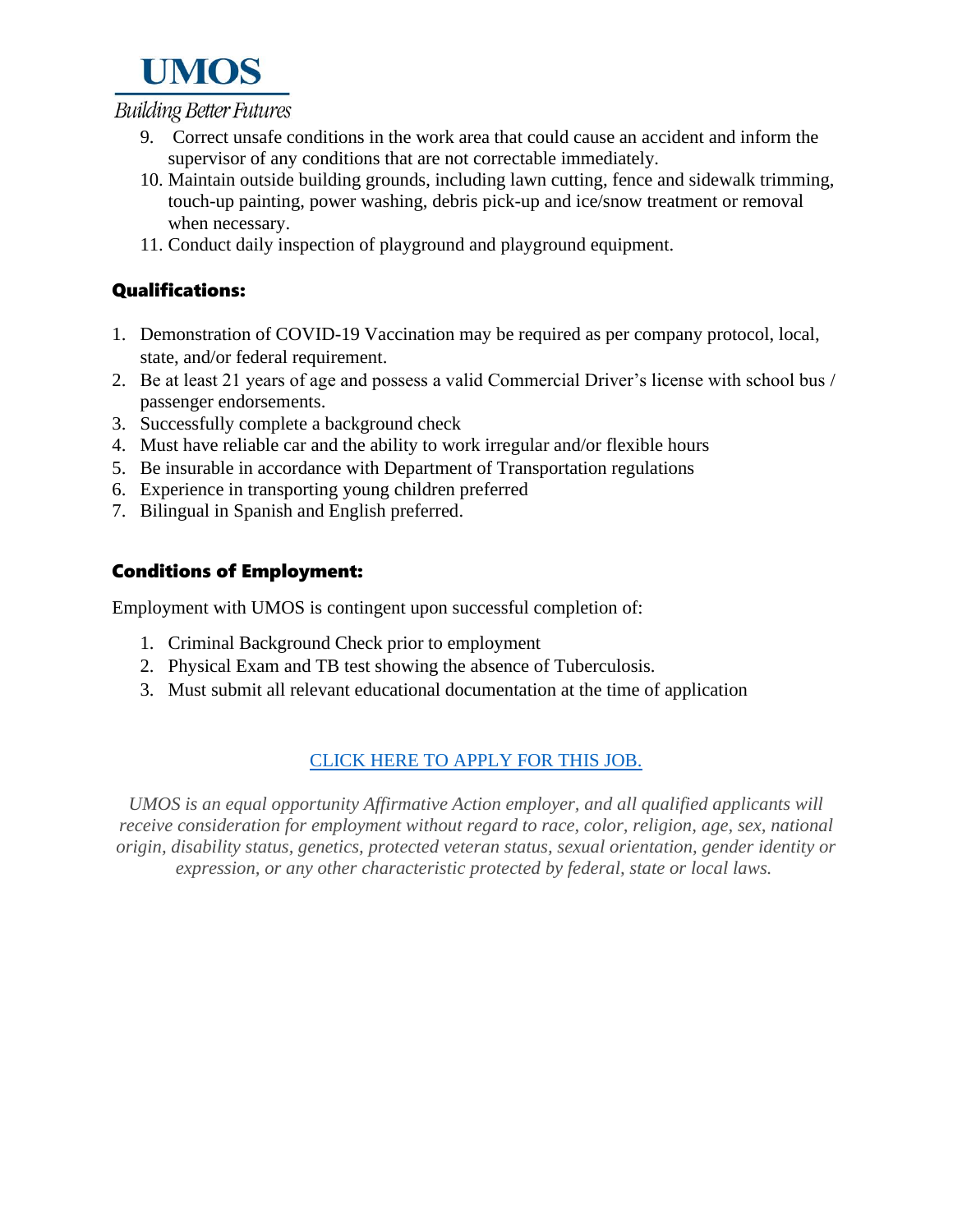9. Correct unsafe conditions in the work area that could cause an accident and inform the supervisor of any conditions that are not correctable immediately.
10. Maintain outside building grounds, including lawn cutting, fence and sidewalk trimming, touch-up painting, power washing, debris pick-up and ice/snow treatment or removal when necessary.
11. Conduct daily inspection of playground and playground equipment.

## Qualifications:

1. Demonstration of COVID-19 Vaccination may be required as per company protocol, local, state, and/or federal requirement.
2. Be at least 21 years of age and possess a valid Commercial Driver's license with school bus / passenger endorsements.
3. Successfully complete a background check
4. Must have reliable car and the ability to work irregular and/or flexible hours
5. Be insurable in accordance with Department of Transportation regulations
6. Experience in transporting young children preferred
7. Bilingual in Spanish and English preferred.

## Conditions of Employment:

Employment with UMOS is contingent upon successful completion of:

1. Criminal Background Check prior to employment
2. Physical Exam and TB test showing the absence of Tuberculosis.
3. Must submit all relevant educational documentation at the time of application

CLICK HERE TO APPLY FOR THIS JOB.

*UMOS is an equal opportunity Affirmative Action employer, and all qualified applicants will receive consideration for employment without regard to race, color, religion, age, sex, national origin, disability status, genetics, protected veteran status, sexual orientation, gender identity or expression, or any other characteristic protected by federal, state or local laws.*